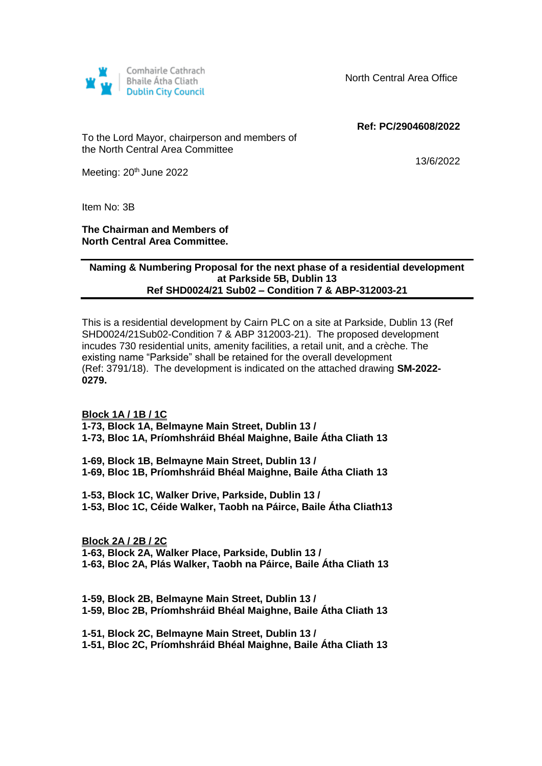Comhairle Cathrach
Bhaile Átha Cliath
Dublin City Council

North Central Area Office

**Ref: PC/2904608/2022**

To the Lord Mayor, chairperson and members of the North Central Area Committee

13/6/2022

Meeting: 20th June 2022

Item No: 3B

**The Chairman and Members of North Central Area Committee.**

---

**Naming & Numbering Proposal for the next phase of a residential development at Parkside 5B, Dublin 13**
**Ref SHD0024/21 Sub02 – Condition 7 & ABP-312003-21**

---

This is a residential development by Cairn PLC on a site at Parkside, Dublin 13 (Ref SHD0024/21Sub02-Condition 7 & ABP 312003-21). The proposed development incudes 730 residential units, amenity facilities, a retail unit, and a crèche. The existing name "Parkside" shall be retained for the overall development (Ref: 3791/18). The development is indicated on the attached drawing **SM-2022-0279.**

**<u>Block 1A / 1B / 1C</u>**

**1-73, Block 1A, Belmayne Main Street, Dublin 13 /**
**1-73, Bloc 1A, Príomhshráid Bhéal Maighne, Baile Átha Cliath 13**

**1-69, Block 1B, Belmayne Main Street, Dublin 13 /**
**1-69, Bloc 1B, Príomhshráid Bhéal Maighne, Baile Átha Cliath 13**

**1-53, Block 1C, Walker Drive, Parkside, Dublin 13 /**
**1-53, Bloc 1C, Céide Walker, Taobh na Páirce, Baile Átha Cliath13**

**<u>Block 2A / 2B / 2C</u>**

**1-63, Block 2A, Walker Place, Parkside, Dublin 13 /**
**1-63, Bloc 2A, Plás Walker, Taobh na Páirce, Baile Átha Cliath 13**

**1-59, Block 2B, Belmayne Main Street, Dublin 13 /**
**1-59, Bloc 2B, Príomhshráid Bhéal Maighne, Baile Átha Cliath 13**

**1-51, Block 2C, Belmayne Main Street, Dublin 13 /**
**1-51, Bloc 2C, Príomhshráid Bhéal Maighne, Baile Átha Cliath 13**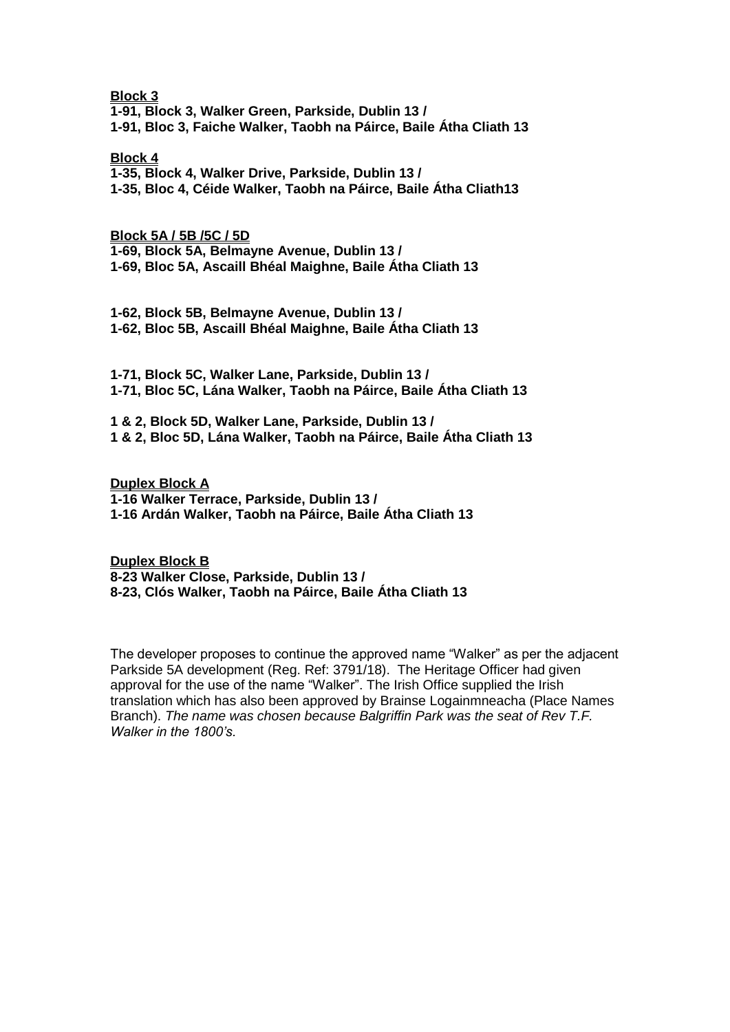**<u>Block 3</u>**
**1-91, Block 3, Walker Green, Parkside, Dublin 13 /**
**1-91, Bloc 3, Faiche Walker, Taobh na Páirce, Baile Átha Cliath 13**

**<u>Block 4</u>**
**1-35, Block 4, Walker Drive, Parkside, Dublin 13 /**
**1-35, Bloc 4, Céide Walker, Taobh na Páirce, Baile Átha Cliath13**

**<u>Block 5A / 5B /5C / 5D</u>**
**1-69, Block 5A, Belmayne Avenue, Dublin 13 /**
**1-69, Bloc 5A, Ascaill Bhéal Maighne, Baile Átha Cliath 13**

**1-62, Block 5B, Belmayne Avenue, Dublin 13 /**
**1-62, Bloc 5B, Ascaill Bhéal Maighne, Baile Átha Cliath 13**

**1-71, Block 5C, Walker Lane, Parkside, Dublin 13 /**
**1-71, Bloc 5C, Lána Walker, Taobh na Páirce, Baile Átha Cliath 13**

**1 & 2, Block 5D, Walker Lane, Parkside, Dublin 13 /**
**1 & 2, Bloc 5D, Lána Walker, Taobh na Páirce, Baile Átha Cliath 13**

**<u>Duplex Block A</u>**
**1-16 Walker Terrace, Parkside, Dublin 13 /**
**1-16 Ardán Walker, Taobh na Páirce, Baile Átha Cliath 13**

**<u>Duplex Block B</u>**
**8-23 Walker Close, Parkside, Dublin 13 /**
**8-23, Clós Walker, Taobh na Páirce, Baile Átha Cliath 13**

The developer proposes to continue the approved name "Walker" as per the adjacent Parkside 5A development (Reg. Ref: 3791/18). The Heritage Officer had given approval for the use of the name "Walker". The Irish Office supplied the Irish translation which has also been approved by Brainse Logainmneacha (Place Names Branch). *The name was chosen because Balgriffin Park was the seat of Rev T.F. Walker in the 1800's.*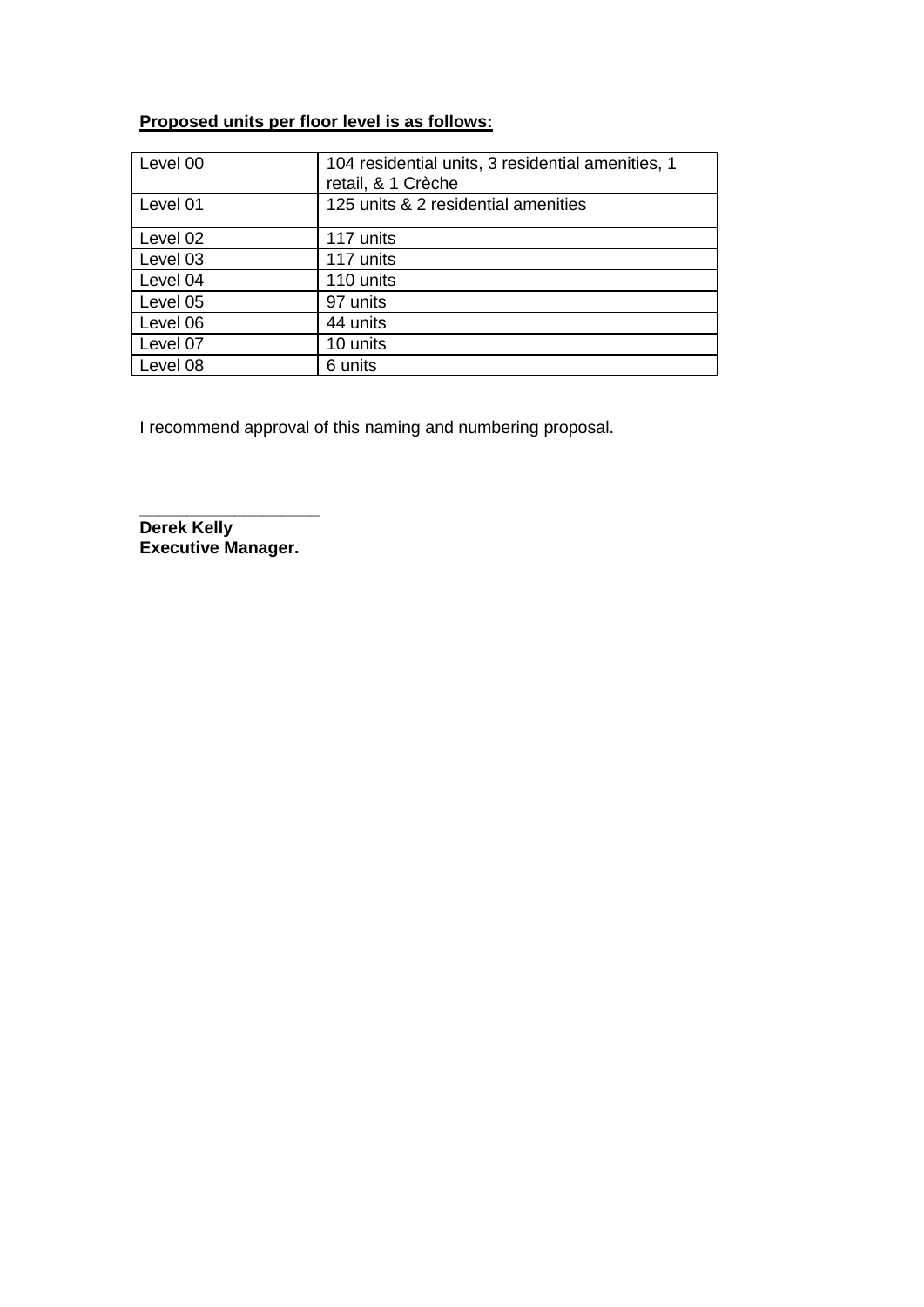**Proposed units per floor level is as follows:**

| | |
|---|---|
| Level 00 | 104 residential units, 3 residential amenities, 1 retail, & 1 Crèche |
| Level 01 | 125 units & 2 residential amenities |
| Level 02 | 117 units |
| Level 03 | 117 units |
| Level 04 | 110 units |
| Level 05 | 97 units |
| Level 06 | 44 units |
| Level 07 | 10 units |
| Level 08 | 6 units |

I recommend approval of this naming and numbering proposal.

___________________

**Derek Kelly**
**Executive Manager.**